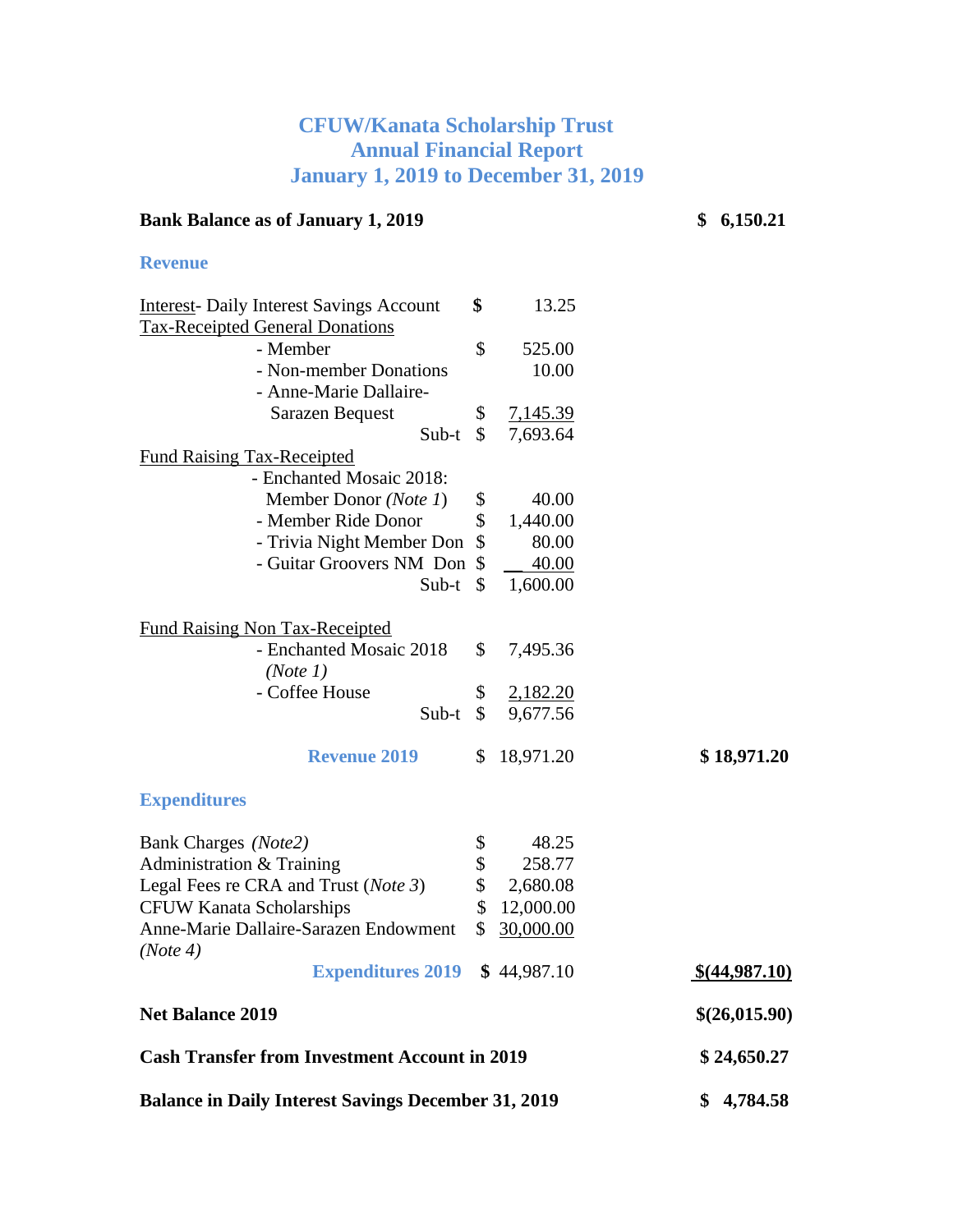# CFUW/Kanata Scholarship Trust
## Annual Financial Report
## January 1, 2019 to December 31, 2019

| | | |
|---|---|---|
| **Bank Balance as of January 1, 2019** | | **$ 6,150.21** |
| **Revenue** | | |
| Interest- Daily Interest Savings Account | **$** 13.25 | |
| Tax-Receipted General Donations | | |
| - Member | $ 525.00 | |
| - Non-member Donations | 10.00 | |
| - Anne-Marie Dallaire-Sarazen Bequest | $ 7,145.39 | |
| Sub-t | $ 7,693.64 | |
| Fund Raising Tax-Receipted | | |
| - Enchanted Mosaic 2018: Member Donor *(Note 1)* | $ 40.00 | |
| - Member Ride Donor | $ 1,440.00 | |
| - Trivia Night Member Don | $ 80.00 | |
| - Guitar Groovers NM Don | $ 40.00 | |
| Sub-t | $ 1,600.00 | |
| Fund Raising Non Tax-Receipted | | |
| - Enchanted Mosaic 2018 *(Note 1)* | $ 7,495.36 | |
| - Coffee House | $ 2,182.20 | |
| Sub-t | $ 9,677.56 | |
| **Revenue 2019** | $ 18,971.20 | **$ 18,971.20** |
| **Expenditures** | | |
| Bank Charges *(Note2)* | $ 48.25 | |
| Administration & Training | $ 258.77 | |
| Legal Fees re CRA and Trust (*Note 3*) | $ 2,680.08 | |
| CFUW Kanata Scholarships | $ 12,000.00 | |
| Anne-Marie Dallaire-Sarazen Endowment *(Note 4)* | $ 30,000.00 | |
| **Expenditures 2019** | **$** 44,987.10 | **$(44,987.10)** |
| **Net Balance 2019** | | **$(26,015.90)** |
| **Cash Transfer from Investment Account in 2019** | | **$ 24,650.27** |
| **Balance in Daily Interest Savings December 31, 2019** | | **$ 4,784.58** |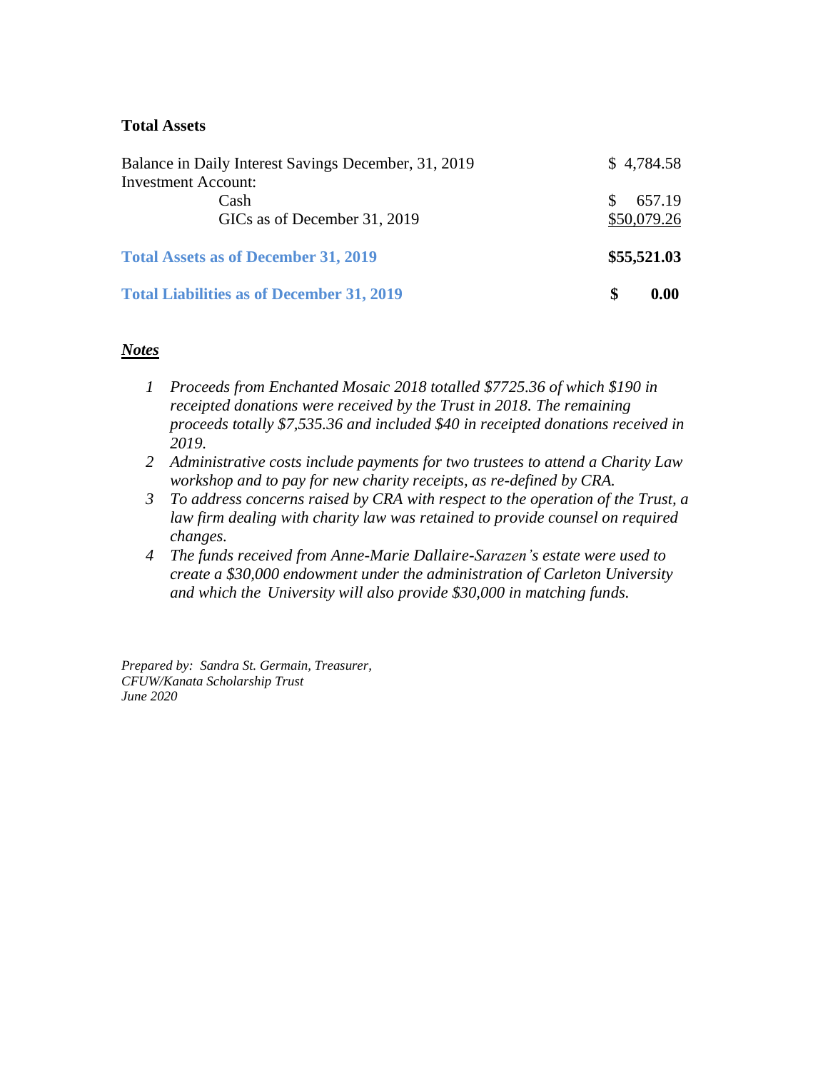**Total Assets**

| | | |
|---|---|---|
| Balance in Daily Interest Savings December, 31, 2019 | | $ 4,784.58 |
| Investment Account: | | |
| | Cash | $ 657.19 |
| | GICs as of December 31, 2019 | $50,079.26 |
| **Total Assets as of December 31, 2019** | | **$55,521.03** |
| **Total Liabilities as of December 31, 2019** | | **$ 0.00** |

***Notes***

1. *Proceeds from Enchanted Mosaic 2018 totalled $7725.36 of which $190 in receipted donations were received by the Trust in 2018. The remaining proceeds totally $7,535.36 and included $40 in receipted donations received in 2019.*
2. *Administrative costs include payments for two trustees to attend a Charity Law workshop and to pay for new charity receipts, as re-defined by CRA.*
3. *To address concerns raised by CRA with respect to the operation of the Trust, a law firm dealing with charity law was retained to provide counsel on required changes.*
4. *The funds received from Anne-Marie Dallaire-Sarazen's estate were used to create a $30,000 endowment under the administration of Carleton University and which the University will also provide $30,000 in matching funds.*

*Prepared by: Sandra St. Germain, Treasurer,*
*CFUW/Kanata Scholarship Trust*
*June 2020*